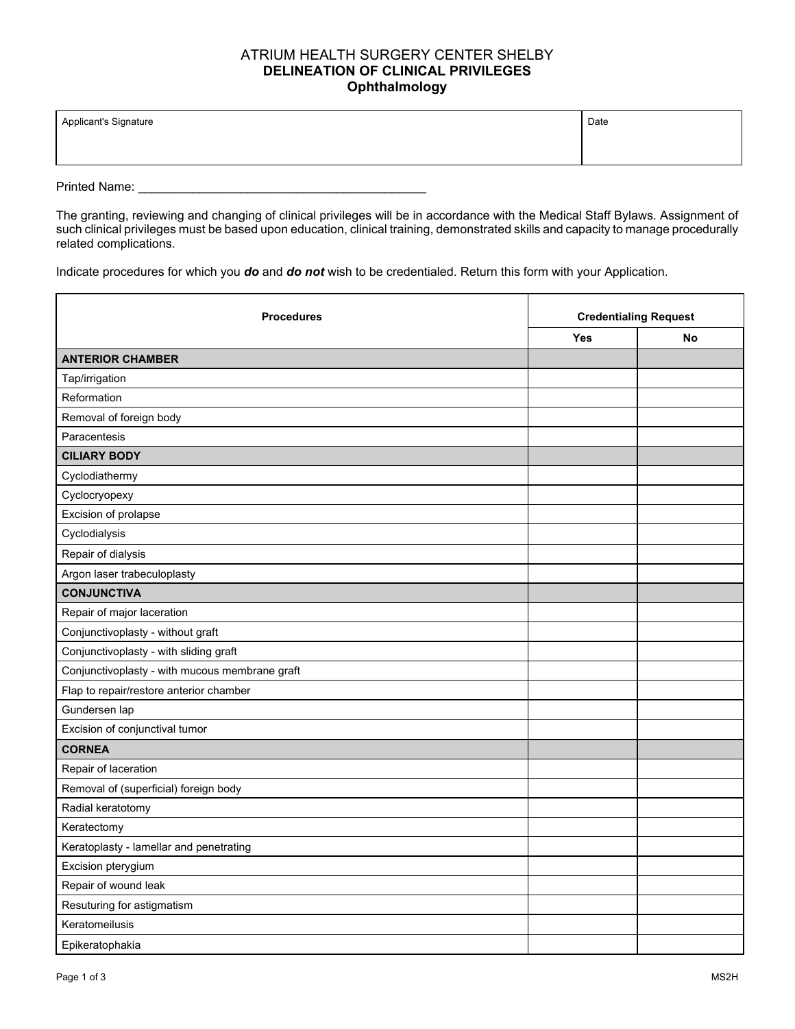# ATRIUM HEALTH SURGERY CENTER SHELBY
## DELINEATION OF CLINICAL PRIVILEGES
## Ophthalmology

| Applicant's Signature | Date |
|---|---|
| | |

Printed Name: ___________________________________________

The granting, reviewing and changing of clinical privileges will be in accordance with the Medical Staff Bylaws. Assignment of such clinical privileges must be based upon education, clinical training, demonstrated skills and capacity to manage procedurally related complications.

Indicate procedures for which you ***do*** and ***do not*** wish to be credentialed. Return this form with your Application.

| **Procedures** | **Credentialing Request** | |
|---|---|---|
| | **Yes** | **No** |
| **ANTERIOR CHAMBER** | | |
| Tap/irrigation | | |
| Reformation | | |
| Removal of foreign body | | |
| Paracentesis | | |
| **CILIARY BODY** | | |
| Cyclodiathermy | | |
| Cyclocryopexy | | |
| Excision of prolapse | | |
| Cyclodialysis | | |
| Repair of dialysis | | |
| Argon laser trabeculoplasty | | |
| **CONJUNCTIVA** | | |
| Repair of major laceration | | |
| Conjunctivoplasty - without graft | | |
| Conjunctivoplasty - with sliding graft | | |
| Conjunctivoplasty - with mucous membrane graft | | |
| Flap to repair/restore anterior chamber | | |
| Gundersen lap | | |
| Excision of conjunctival tumor | | |
| **CORNEA** | | |
| Repair of laceration | | |
| Removal of (superficial) foreign body | | |
| Radial keratotomy | | |
| Keratectomy | | |
| Keratoplasty - lamellar and penetrating | | |
| Excision pterygium | | |
| Repair of wound leak | | |
| Resuturing for astigmatism | | |
| Keratomeilusis | | |
| Epikeratophakia | | |

MS2H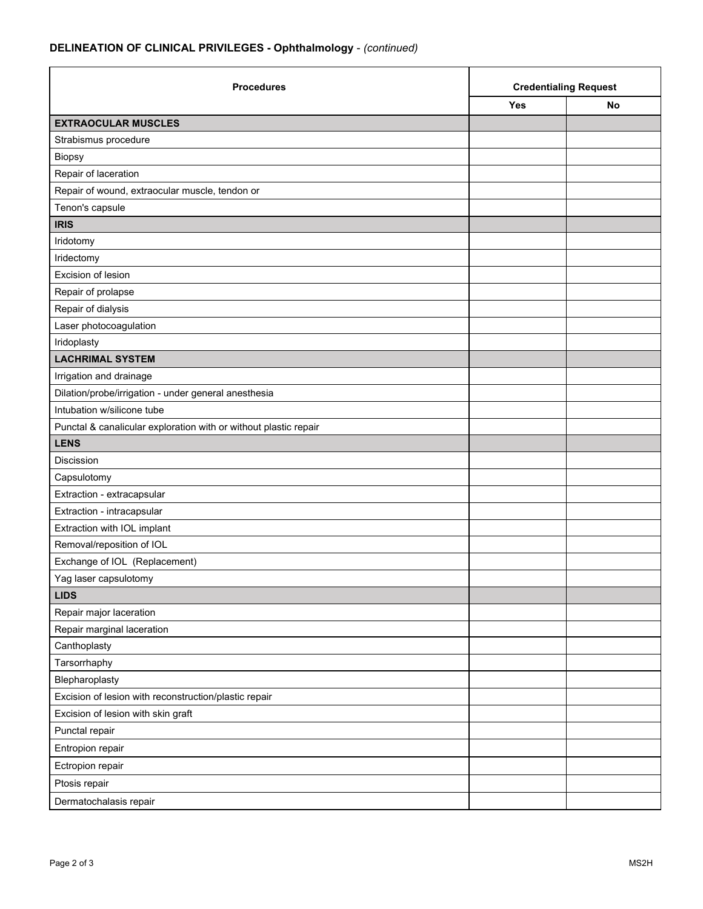**DELINEATION OF CLINICAL PRIVILEGES - Ophthalmology** - *(continued)*

| Procedures | Credentialing Request | |
|---|---|---|
| | Yes | No |
| **EXTRAOCULAR MUSCLES** | | |
| Strabismus procedure | | |
| Biopsy | | |
| Repair of laceration | | |
| Repair of wound, extraocular muscle, tendon or | | |
| Tenon's capsule | | |
| **IRIS** | | |
| Iridotomy | | |
| Iridectomy | | |
| Excision of lesion | | |
| Repair of prolapse | | |
| Repair of dialysis | | |
| Laser photocoagulation | | |
| Iridoplasty | | |
| **LACHRIMAL SYSTEM** | | |
| Irrigation and drainage | | |
| Dilation/probe/irrigation - under general anesthesia | | |
| Intubation w/silicone tube | | |
| Punctal & canalicular exploration with or without plastic repair | | |
| **LENS** | | |
| Discission | | |
| Capsulotomy | | |
| Extraction - extracapsular | | |
| Extraction - intracapsular | | |
| Extraction with IOL implant | | |
| Removal/reposition of IOL | | |
| Exchange of IOL (Replacement) | | |
| Yag laser capsulotomy | | |
| **LIDS** | | |
| Repair major laceration | | |
| Repair marginal laceration | | |
| Canthoplasty | | |
| Tarsorrhaphy | | |
| Blepharoplasty | | |
| Excision of lesion with reconstruction/plastic repair | | |
| Excision of lesion with skin graft | | |
| Punctal repair | | |
| Entropion repair | | |
| Ectropion repair | | |
| Ptosis repair | | |
| Dermatochalasis repair | | |

MS2H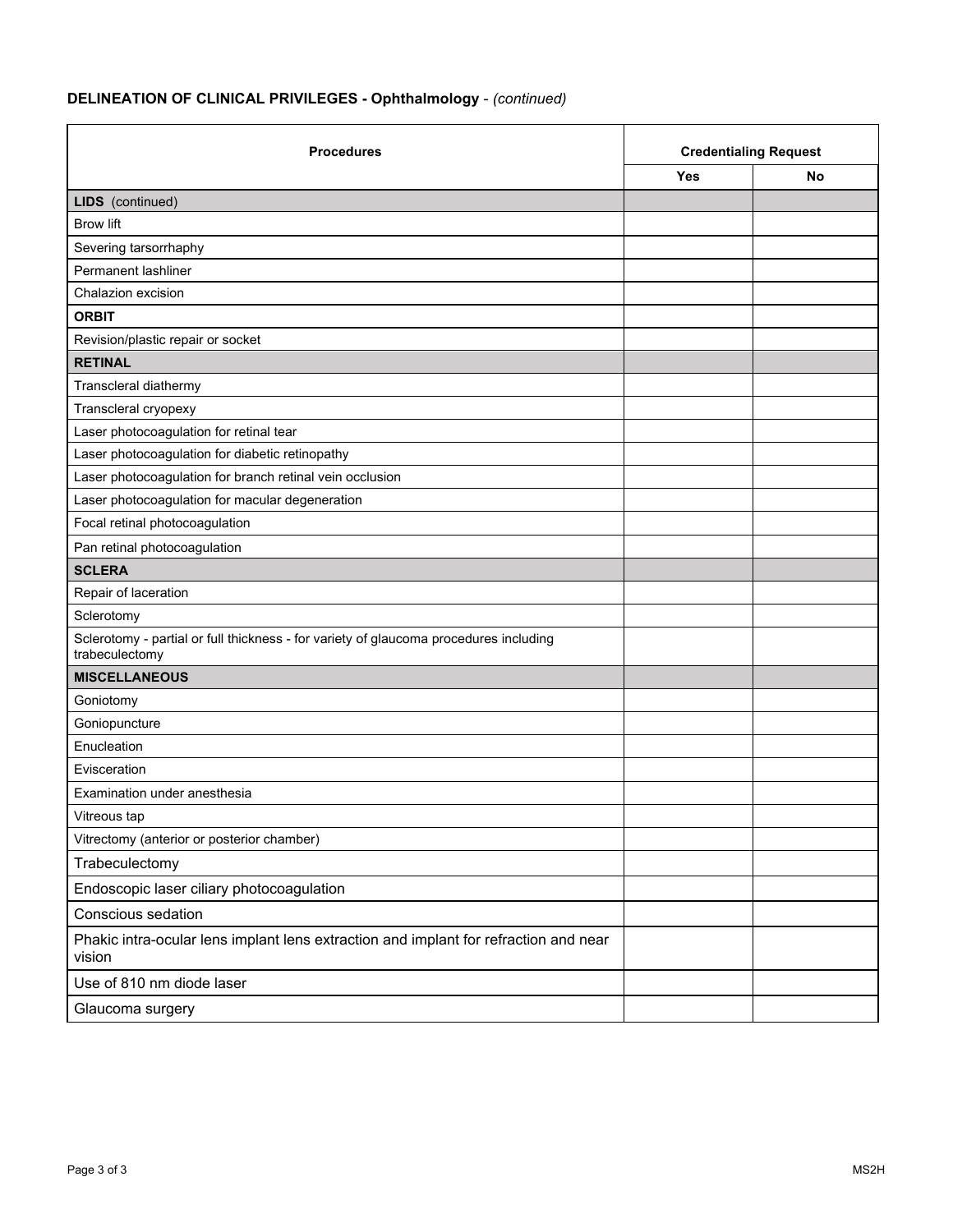**DELINEATION OF CLINICAL PRIVILEGES - Ophthalmology** - *(continued)*

| Procedures | Credentialing Request | |
|---|---|---|
| | Yes | No |
| **LIDS** (continued) | | |
| Brow lift | | |
| Severing tarsorrhaphy | | |
| Permanent lashliner | | |
| Chalazion excision | | |
| **ORBIT** | | |
| Revision/plastic repair or socket | | |
| **RETINAL** | | |
| Transcleral diathermy | | |
| Transcleral cryopexy | | |
| Laser photocoagulation for retinal tear | | |
| Laser photocoagulation for diabetic retinopathy | | |
| Laser photocoagulation for branch retinal vein occlusion | | |
| Laser photocoagulation for macular degeneration | | |
| Focal retinal photocoagulation | | |
| Pan retinal photocoagulation | | |
| **SCLERA** | | |
| Repair of laceration | | |
| Sclerotomy | | |
| Sclerotomy - partial or full thickness - for variety of glaucoma procedures including trabeculectomy | | |
| **MISCELLANEOUS** | | |
| Goniotomy | | |
| Goniopuncture | | |
| Enucleation | | |
| Evisceration | | |
| Examination under anesthesia | | |
| Vitreous tap | | |
| Vitrectomy (anterior or posterior chamber) | | |
| Trabeculectomy | | |
| Endoscopic laser ciliary photocoagulation | | |
| Conscious sedation | | |
| Phakic intra-ocular lens implant lens extraction and implant for refraction and near vision | | |
| Use of 810 nm diode laser | | |
| Glaucoma surgery | | |

MS2H